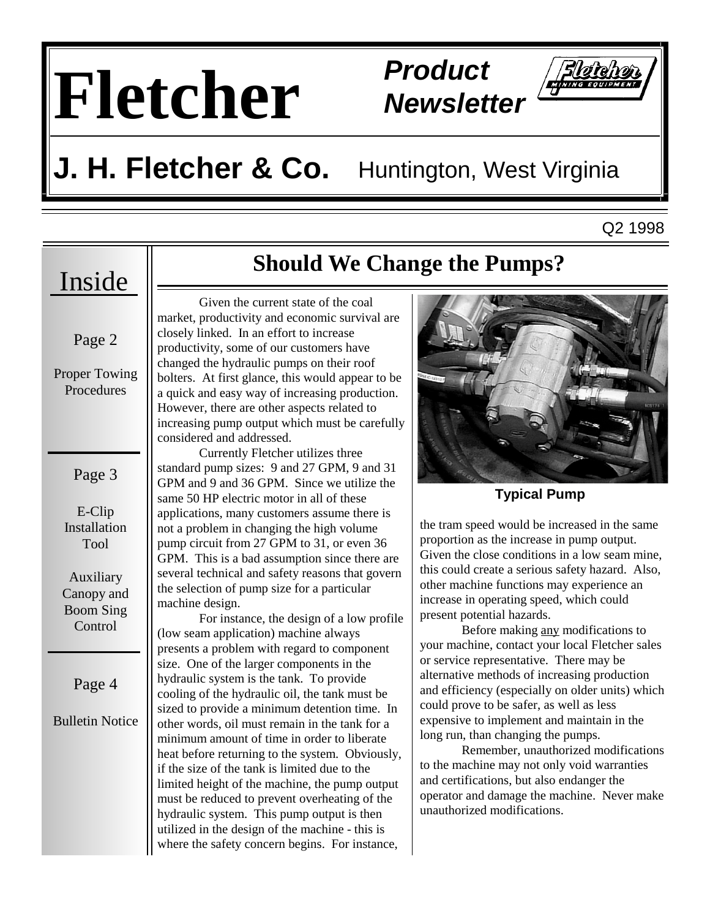# Fletcher

*Product Newsletter*

## J. H. Fletcher & Co. Huntington, West Virginia

Q2 1998

## Inside

Page 2

Proper Towing Procedures

Page 3

E-Clip Installation Tool

Auxiliary Canopy and Boom Sing Control

Page 4

Bulletin Notice

# Should We Change the Pumps?

Given the current state of the coal market, productivity and economic survival are closely linked. In an effort to increase productivity, some of our customers have changed the hydraulic pumps on their roof bolters. At first glance, this would appear to be a quick and easy way of increasing production. However, there are other aspects related to increasing pump output which must be carefully considered and addressed.

Currently Fletcher utilizes three standard pump sizes: 9 and 27 GPM, 9 and 31 GPM and 9 and 36 GPM. Since we utilize the same 50 HP electric motor in all of these applications, many customers assume there is not a problem in changing the high volume pump circuit from 27 GPM to 31, or even 36 GPM. This is a bad assumption since there are several technical and safety reasons that govern the selection of pump size for a particular machine design.

For instance, the design of a low profile (low seam application) machine always presents a problem with regard to component size. One of the larger components in the hydraulic system is the tank. To provide cooling of the hydraulic oil, the tank must be sized to provide a minimum detention time. In other words, oil must remain in the tank for a minimum amount of time in order to liberate heat before returning to the system. Obviously, if the size of the tank is limited due to the limited height of the machine, the pump output must be reduced to prevent overheating of the hydraulic system. This pump output is then utilized in the design of the machine - this is where the safety concern begins. For instance, the tram speed would be increased in the same proportion as the increase in pump output. Given the close conditions in a low seam mine, this could create a serious safety hazard. Also, other machine functions may experience an increase in operating speed, which could present potential hazards.

**Typical Pump**

Before making <u>any</u> modifications to your machine, contact your local Fletcher sales or service representative. There may be alternative methods of increasing production and efficiency (especially on older units) which could prove to be safer, as well as less expensive to implement and maintain in the long run, than changing the pumps.

Remember, unauthorized modifications to the machine may not only void warranties and certifications, but also endanger the operator and damage the machine. Never make unauthorized modifications.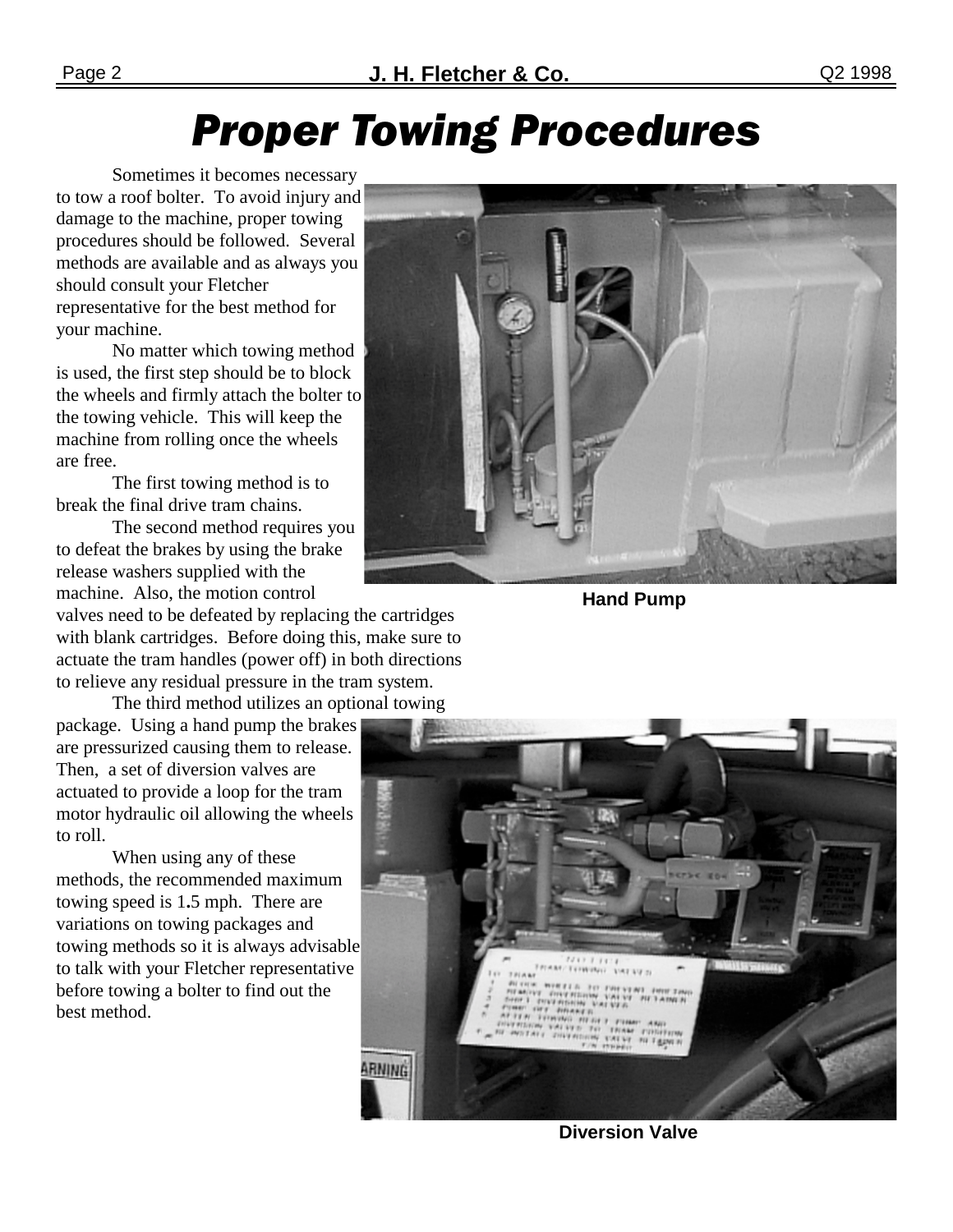# Proper Towing Procedures

Sometimes it becomes necessary to tow a roof bolter. To avoid injury and damage to the machine, proper towing procedures should be followed. Several methods are available and as always you should consult your Fletcher representative for the best method for your machine.

No matter which towing method is used, the first step should be to block the wheels and firmly attach the bolter to the towing vehicle. This will keep the machine from rolling once the wheels are free.

The first towing method is to break the final drive tram chains.

The second method requires you to defeat the brakes by using the brake release washers supplied with the machine. Also, the motion control valves need to be defeated by replacing the cartridges with blank cartridges. Before doing this, make sure to actuate the tram handles (power off) in both directions to relieve any residual pressure in the tram system.

The third method utilizes an optional towing package. Using a hand pump the brakes are pressurized causing them to release. Then, a set of diversion valves are actuated to provide a loop for the tram motor hydraulic oil allowing the wheels to roll.

When using any of these methods, the recommended maximum towing speed is 1.5 mph. There are variations on towing packages and towing methods so it is always advisable to talk with your Fletcher representative before towing a bolter to find out the best method.

**Hand Pump**

**Diversion Valve**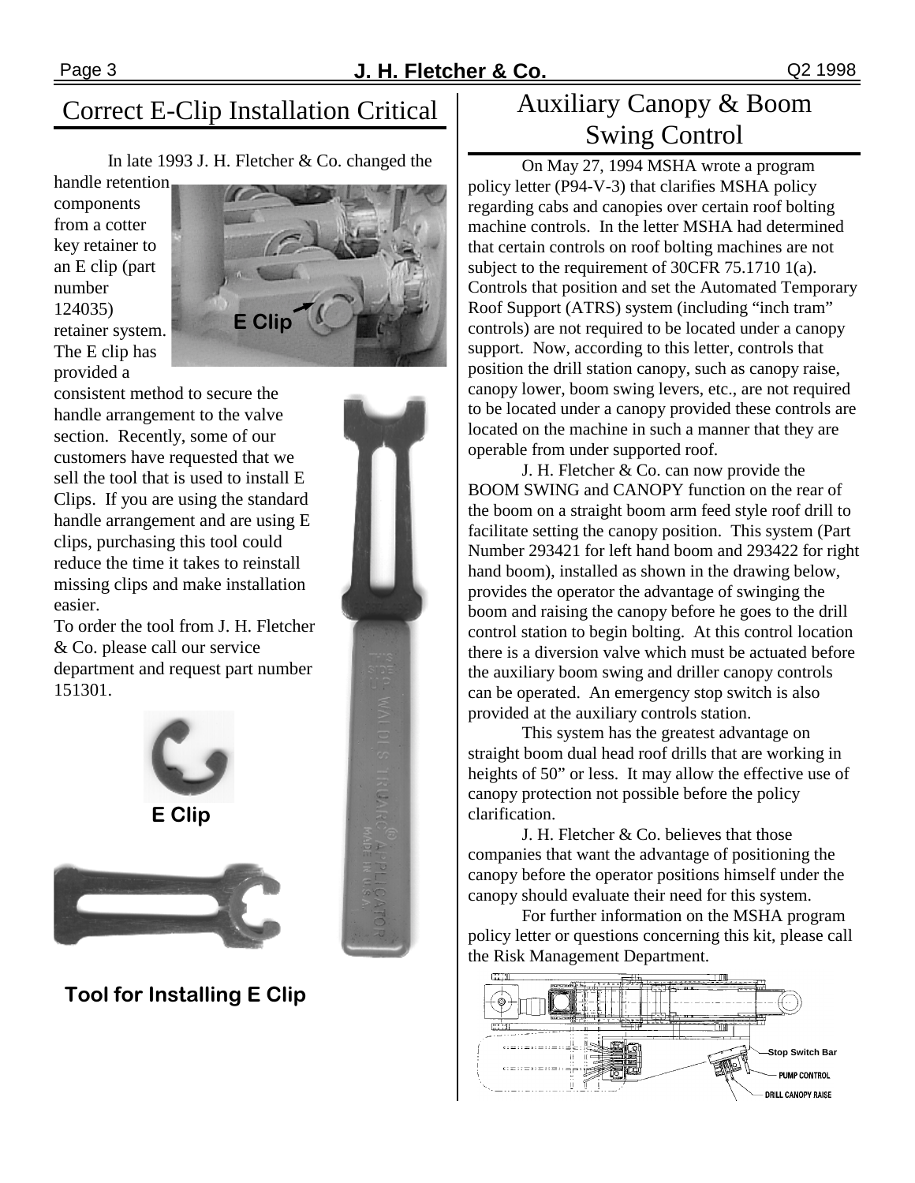## Correct E-Clip Installation Critical

In late 1993 J. H. Fletcher & Co. changed the handle retention components from a cotter key retainer to an E clip (part number 124035) retainer system. The E clip has provided a consistent method to secure the handle arrangement to the valve section. Recently, some of our customers have requested that we sell the tool that is used to install E Clips. If you are using the standard handle arrangement and are using E clips, purchasing this tool could reduce the time it takes to reinstall missing clips and make installation easier.

To order the tool from J. H. Fletcher & Co. please call our service department and request part number 151301.

E Clip

E Clip

**Tool for Installing E Clip**

## Auxiliary Canopy & Boom Swing Control

On May 27, 1994 MSHA wrote a program policy letter (P94-V-3) that clarifies MSHA policy regarding cabs and canopies over certain roof bolting machine controls. In the letter MSHA had determined that certain controls on roof bolting machines are not subject to the requirement of 30CFR 75.1710 1(a). Controls that position and set the Automated Temporary Roof Support (ATRS) system (including "inch tram" controls) are not required to be located under a canopy support. Now, according to this letter, controls that position the drill station canopy, such as canopy raise, canopy lower, boom swing levers, etc., are not required to be located under a canopy provided these controls are located on the machine in such a manner that they are operable from under supported roof.

J. H. Fletcher & Co. can now provide the BOOM SWING and CANOPY function on the rear of the boom on a straight boom arm feed style roof drill to facilitate setting the canopy position. This system (Part Number 293421 for left hand boom and 293422 for right hand boom), installed as shown in the drawing below, provides the operator the advantage of swinging the boom and raising the canopy before he goes to the drill control station to begin bolting. At this control location there is a diversion valve which must be actuated before the auxiliary boom swing and driller canopy controls can be operated. An emergency stop switch is also provided at the auxiliary controls station.

This system has the greatest advantage on straight boom dual head roof drills that are working in heights of 50" or less. It may allow the effective use of canopy protection not possible before the policy clarification.

J. H. Fletcher & Co. believes that those companies that want the advantage of positioning the canopy before the operator positions himself under the canopy should evaluate their need for this system.

For further information on the MSHA program policy letter or questions concerning this kit, please call the Risk Management Department.

Stop Switch Bar

PUMP CONTROL

DRILL CANOPY RAISE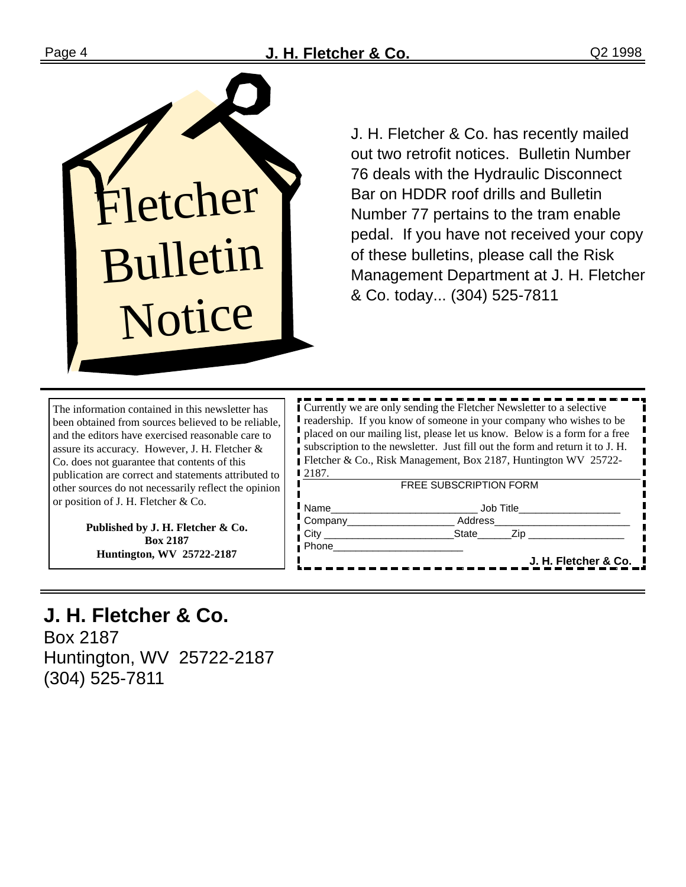Fletcher Bulletin Notice

J. H. Fletcher & Co. has recently mailed out two retrofit notices. Bulletin Number 76 deals with the Hydraulic Disconnect Bar on HDDR roof drills and Bulletin Number 77 pertains to the tram enable pedal. If you have not received your copy of these bulletins, please call the Risk Management Department at J. H. Fletcher & Co. today... (304) 525-7811

The information contained in this newsletter has been obtained from sources believed to be reliable, and the editors have exercised reasonable care to assure its accuracy. However, J. H. Fletcher & Co. does not guarantee that contents of this publication are correct and statements attributed to other sources do not necessarily reflect the opinion or position of J. H. Fletcher & Co.

**Published by J. H. Fletcher & Co.**
**Box 2187**
**Huntington, WV 25722-2187**

Currently we are only sending the Fletcher Newsletter to a selective readership. If you know of someone in your company who wishes to be placed on our mailing list, please let us know. Below is a form for a free subscription to the newsletter. Just fill out the form and return it to J. H. Fletcher & Co., Risk Management, Box 2187, Huntington WV 25722-2187.

FREE SUBSCRIPTION FORM

Name__________________________ Job Title__________________
Company___________________ Address________________________
City _______________________State______Zip _________________
Phone_______________________

**J. H. Fletcher & Co.**

## J. H. Fletcher & Co.

Box 2187
Huntington, WV 25722-2187
(304) 525-7811